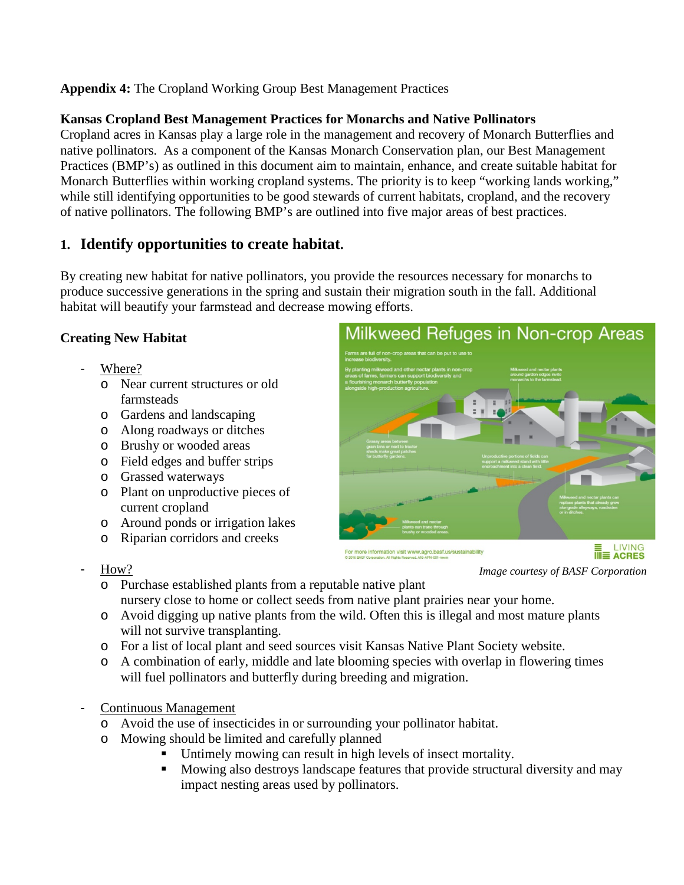**Appendix 4:** The Cropland Working Group Best Management Practices

**Kansas Cropland Best Management Practices for Monarchs and Native Pollinators**

Cropland acres in Kansas play a large role in the management and recovery of Monarch Butterflies and native pollinators. As a component of the Kansas Monarch Conservation plan, our Best Management Practices (BMP's) as outlined in this document aim to maintain, enhance, and create suitable habitat for Monarch Butterflies within working cropland systems. The priority is to keep "working lands working," while still identifying opportunities to be good stewards of current habitats, cropland, and the recovery of native pollinators. The following BMP's are outlined into five major areas of best practices.

## 1. Identify opportunities to create habitat.

By creating new habitat for native pollinators, you provide the resources necessary for monarchs to produce successive generations in the spring and sustain their migration south in the fall. Additional habitat will beautify your farmstead and decrease mowing efforts.

**Creating New Habitat**

- Where?
  - Near current structures or old farmsteads
  - Gardens and landscaping
  - Along roadways or ditches
  - Brushy or wooded areas
  - Field edges and buffer strips
  - Grassed waterways
  - Plant on unproductive pieces of current cropland
  - Around ponds or irrigation lakes
  - Riparian corridors and creeks

*Image courtesy of BASF Corporation*

- How?
  - Purchase established plants from a reputable native plant nursery close to home or collect seeds from native plant prairies near your home.
  - Avoid digging up native plants from the wild. Often this is illegal and most mature plants will not survive transplanting.
  - For a list of local plant and seed sources visit Kansas Native Plant Society website.
  - A combination of early, middle and late blooming species with overlap in flowering times will fuel pollinators and butterfly during breeding and migration.

- Continuous Management
  - Avoid the use of insecticides in or surrounding your pollinator habitat.
  - Mowing should be limited and carefully planned
    - Untimely mowing can result in high levels of insect mortality.
    - Mowing also destroys landscape features that provide structural diversity and may impact nesting areas used by pollinators.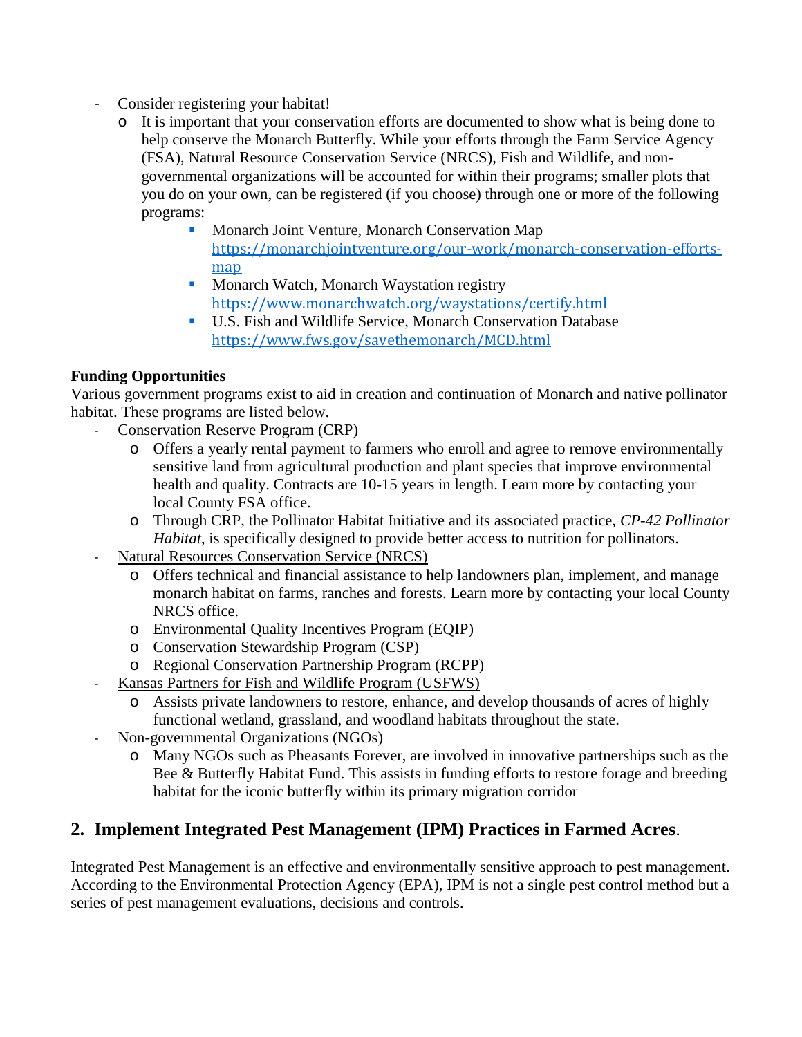- Consider registering your habitat!
    - It is important that your conservation efforts are documented to show what is being done to help conserve the Monarch Butterfly. While your efforts through the Farm Service Agency (FSA), Natural Resource Conservation Service (NRCS), Fish and Wildlife, and non-governmental organizations will be accounted for within their programs; smaller plots that you do on your own, can be registered (if you choose) through one or more of the following programs:
        - Monarch Joint Venture, Monarch Conservation Map https://monarchjointventure.org/our-work/monarch-conservation-efforts-map
        - Monarch Watch, Monarch Waystation registry https://www.monarchwatch.org/waystations/certify.html
        - U.S. Fish and Wildlife Service, Monarch Conservation Database https://www.fws.gov/savethemonarch/MCD.html

**Funding Opportunities**

Various government programs exist to aid in creation and continuation of Monarch and native pollinator habitat. These programs are listed below.

- Conservation Reserve Program (CRP)
    - Offers a yearly rental payment to farmers who enroll and agree to remove environmentally sensitive land from agricultural production and plant species that improve environmental health and quality. Contracts are 10-15 years in length. Learn more by contacting your local County FSA office.
    - Through CRP, the Pollinator Habitat Initiative and its associated practice, *CP-42 Pollinator Habitat*, is specifically designed to provide better access to nutrition for pollinators.
- Natural Resources Conservation Service (NRCS)
    - Offers technical and financial assistance to help landowners plan, implement, and manage monarch habitat on farms, ranches and forests. Learn more by contacting your local County NRCS office.
    - Environmental Quality Incentives Program (EQIP)
    - Conservation Stewardship Program (CSP)
    - Regional Conservation Partnership Program (RCPP)
- Kansas Partners for Fish and Wildlife Program (USFWS)
    - Assists private landowners to restore, enhance, and develop thousands of acres of highly functional wetland, grassland, and woodland habitats throughout the state.
- Non-governmental Organizations (NGOs)
    - Many NGOs such as Pheasants Forever, are involved in innovative partnerships such as the Bee & Butterfly Habitat Fund. This assists in funding efforts to restore forage and breeding habitat for the iconic butterfly within its primary migration corridor

## 2. Implement Integrated Pest Management (IPM) Practices in Farmed Acres.

Integrated Pest Management is an effective and environmentally sensitive approach to pest management. According to the Environmental Protection Agency (EPA), IPM is not a single pest control method but a series of pest management evaluations, decisions and controls.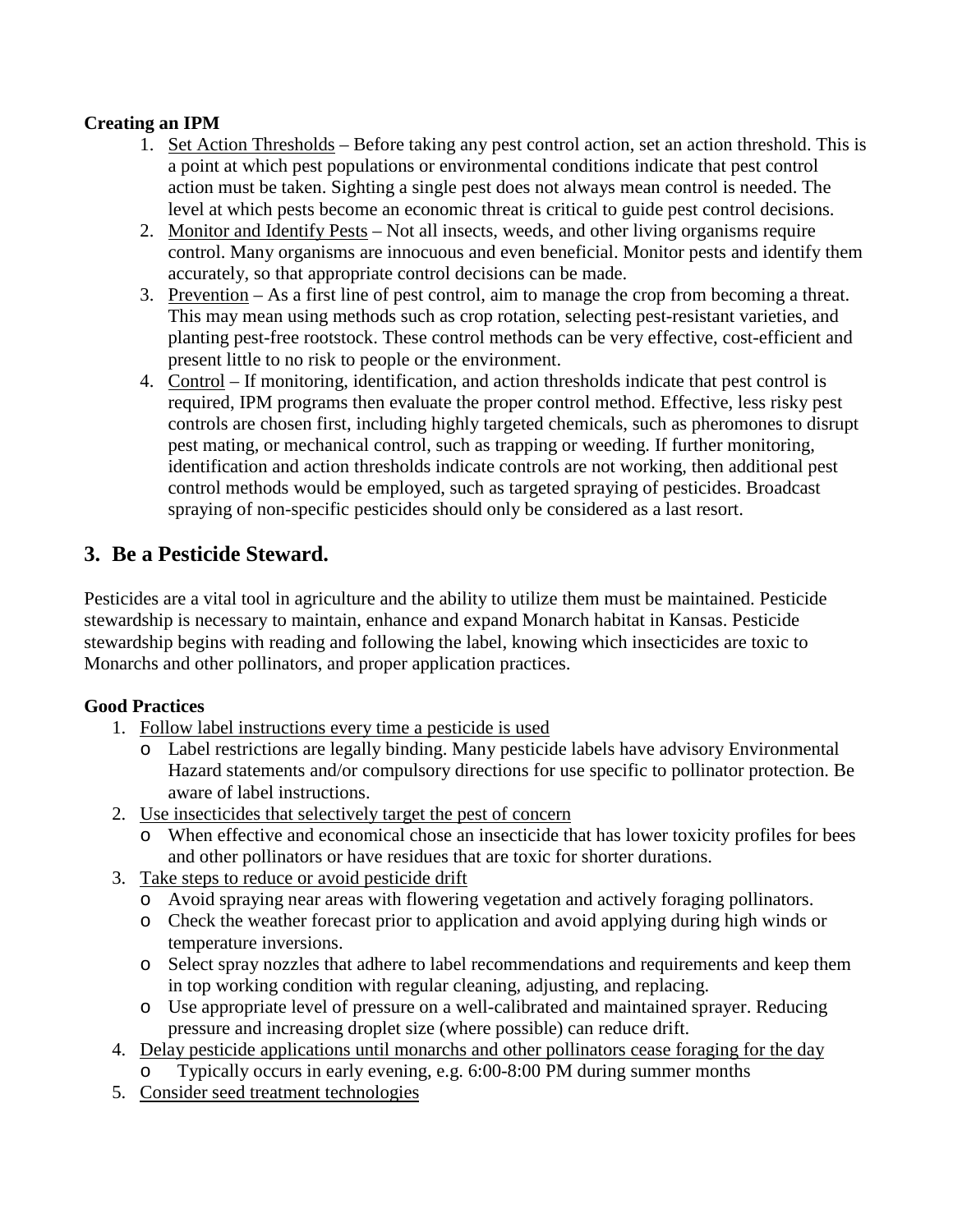**Creating an IPM**

1. Set Action Thresholds – Before taking any pest control action, set an action threshold. This is a point at which pest populations or environmental conditions indicate that pest control action must be taken. Sighting a single pest does not always mean control is needed. The level at which pests become an economic threat is critical to guide pest control decisions.
2. Monitor and Identify Pests – Not all insects, weeds, and other living organisms require control. Many organisms are innocuous and even beneficial. Monitor pests and identify them accurately, so that appropriate control decisions can be made.
3. Prevention – As a first line of pest control, aim to manage the crop from becoming a threat. This may mean using methods such as crop rotation, selecting pest-resistant varieties, and planting pest-free rootstock. These control methods can be very effective, cost-efficient and present little to no risk to people or the environment.
4. Control – If monitoring, identification, and action thresholds indicate that pest control is required, IPM programs then evaluate the proper control method. Effective, less risky pest controls are chosen first, including highly targeted chemicals, such as pheromones to disrupt pest mating, or mechanical control, such as trapping or weeding. If further monitoring, identification and action thresholds indicate controls are not working, then additional pest control methods would be employed, such as targeted spraying of pesticides. Broadcast spraying of non-specific pesticides should only be considered as a last resort.

## 3. Be a Pesticide Steward.

Pesticides are a vital tool in agriculture and the ability to utilize them must be maintained. Pesticide stewardship is necessary to maintain, enhance and expand Monarch habitat in Kansas. Pesticide stewardship begins with reading and following the label, knowing which insecticides are toxic to Monarchs and other pollinators, and proper application practices.

**Good Practices**

1. Follow label instructions every time a pesticide is used
   - Label restrictions are legally binding. Many pesticide labels have advisory Environmental Hazard statements and/or compulsory directions for use specific to pollinator protection. Be aware of label instructions.
2. Use insecticides that selectively target the pest of concern
   - When effective and economical chose an insecticide that has lower toxicity profiles for bees and other pollinators or have residues that are toxic for shorter durations.
3. Take steps to reduce or avoid pesticide drift
   - Avoid spraying near areas with flowering vegetation and actively foraging pollinators.
   - Check the weather forecast prior to application and avoid applying during high winds or temperature inversions.
   - Select spray nozzles that adhere to label recommendations and requirements and keep them in top working condition with regular cleaning, adjusting, and replacing.
   - Use appropriate level of pressure on a well-calibrated and maintained sprayer. Reducing pressure and increasing droplet size (where possible) can reduce drift.
4. Delay pesticide applications until monarchs and other pollinators cease foraging for the day
   - Typically occurs in early evening, e.g. 6:00-8:00 PM during summer months
5. Consider seed treatment technologies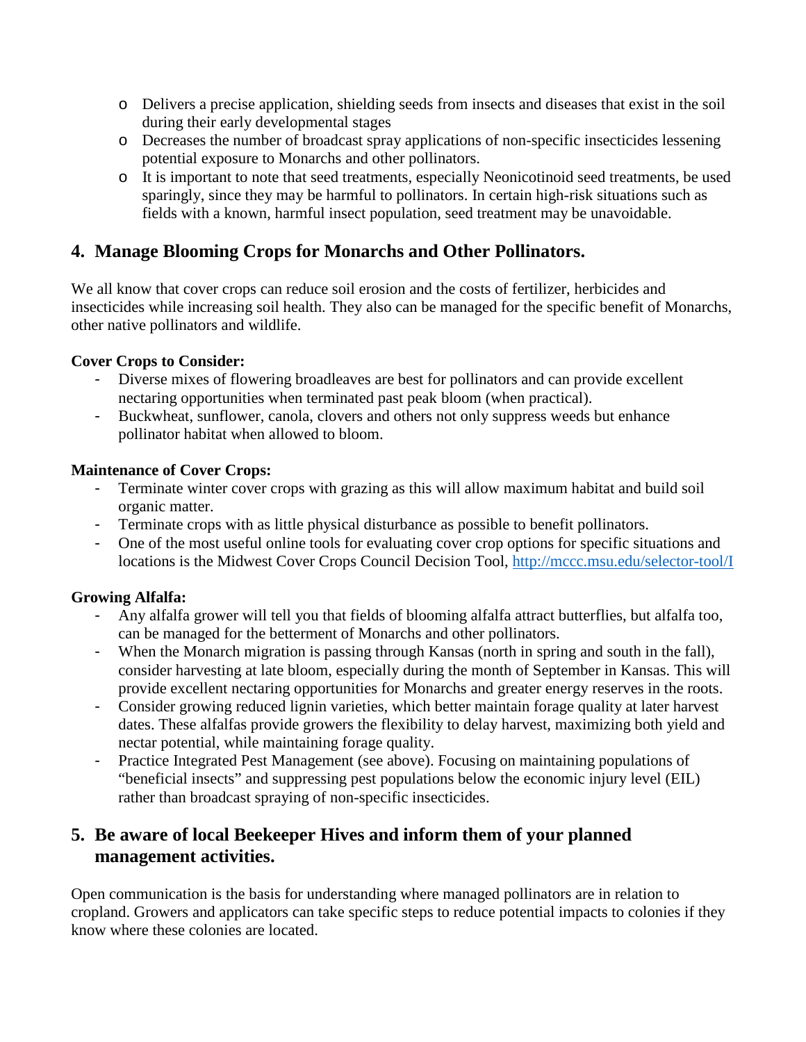- Delivers a precise application, shielding seeds from insects and diseases that exist in the soil during their early developmental stages
  - Decreases the number of broadcast spray applications of non-specific insecticides lessening potential exposure to Monarchs and other pollinators.
  - It is important to note that seed treatments, especially Neonicotinoid seed treatments, be used sparingly, since they may be harmful to pollinators. In certain high-risk situations such as fields with a known, harmful insect population, seed treatment may be unavoidable.

## 4. Manage Blooming Crops for Monarchs and Other Pollinators.

We all know that cover crops can reduce soil erosion and the costs of fertilizer, herbicides and insecticides while increasing soil health. They also can be managed for the specific benefit of Monarchs, other native pollinators and wildlife.

**Cover Crops to Consider:**

- Diverse mixes of flowering broadleaves are best for pollinators and can provide excellent nectaring opportunities when terminated past peak bloom (when practical).
- Buckwheat, sunflower, canola, clovers and others not only suppress weeds but enhance pollinator habitat when allowed to bloom.

**Maintenance of Cover Crops:**

- Terminate winter cover crops with grazing as this will allow maximum habitat and build soil organic matter.
- Terminate crops with as little physical disturbance as possible to benefit pollinators.
- One of the most useful online tools for evaluating cover crop options for specific situations and locations is the Midwest Cover Crops Council Decision Tool, http://mccc.msu.edu/selector-tool/I

**Growing Alfalfa:**

- Any alfalfa grower will tell you that fields of blooming alfalfa attract butterflies, but alfalfa too, can be managed for the betterment of Monarchs and other pollinators.
- When the Monarch migration is passing through Kansas (north in spring and south in the fall), consider harvesting at late bloom, especially during the month of September in Kansas. This will provide excellent nectaring opportunities for Monarchs and greater energy reserves in the roots.
- Consider growing reduced lignin varieties, which better maintain forage quality at later harvest dates. These alfalfas provide growers the flexibility to delay harvest, maximizing both yield and nectar potential, while maintaining forage quality.
- Practice Integrated Pest Management (see above). Focusing on maintaining populations of "beneficial insects" and suppressing pest populations below the economic injury level (EIL) rather than broadcast spraying of non-specific insecticides.

## 5. Be aware of local Beekeeper Hives and inform them of your planned management activities.

Open communication is the basis for understanding where managed pollinators are in relation to cropland. Growers and applicators can take specific steps to reduce potential impacts to colonies if they know where these colonies are located.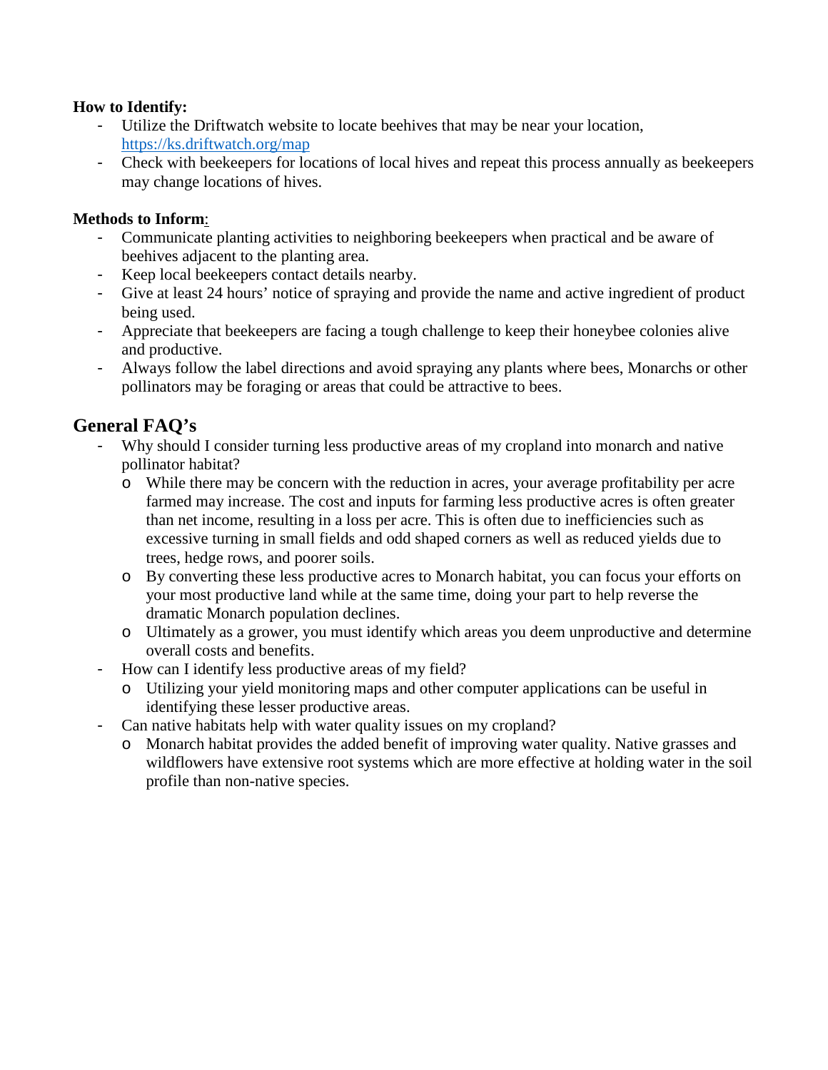**How to Identify:**

- Utilize the Driftwatch website to locate beehives that may be near your location, https://ks.driftwatch.org/map
- Check with beekeepers for locations of local hives and repeat this process annually as beekeepers may change locations of hives.

**Methods to Inform**:

- Communicate planting activities to neighboring beekeepers when practical and be aware of beehives adjacent to the planting area.
- Keep local beekeepers contact details nearby.
- Give at least 24 hours' notice of spraying and provide the name and active ingredient of product being used.
- Appreciate that beekeepers are facing a tough challenge to keep their honeybee colonies alive and productive.
- Always follow the label directions and avoid spraying any plants where bees, Monarchs or other pollinators may be foraging or areas that could be attractive to bees.

## General FAQ's

- Why should I consider turning less productive areas of my cropland into monarch and native pollinator habitat?
  - While there may be concern with the reduction in acres, your average profitability per acre farmed may increase. The cost and inputs for farming less productive acres is often greater than net income, resulting in a loss per acre. This is often due to inefficiencies such as excessive turning in small fields and odd shaped corners as well as reduced yields due to trees, hedge rows, and poorer soils.
  - By converting these less productive acres to Monarch habitat, you can focus your efforts on your most productive land while at the same time, doing your part to help reverse the dramatic Monarch population declines.
  - Ultimately as a grower, you must identify which areas you deem unproductive and determine overall costs and benefits.
- How can I identify less productive areas of my field?
  - Utilizing your yield monitoring maps and other computer applications can be useful in identifying these lesser productive areas.
- Can native habitats help with water quality issues on my cropland?
  - Monarch habitat provides the added benefit of improving water quality. Native grasses and wildflowers have extensive root systems which are more effective at holding water in the soil profile than non-native species.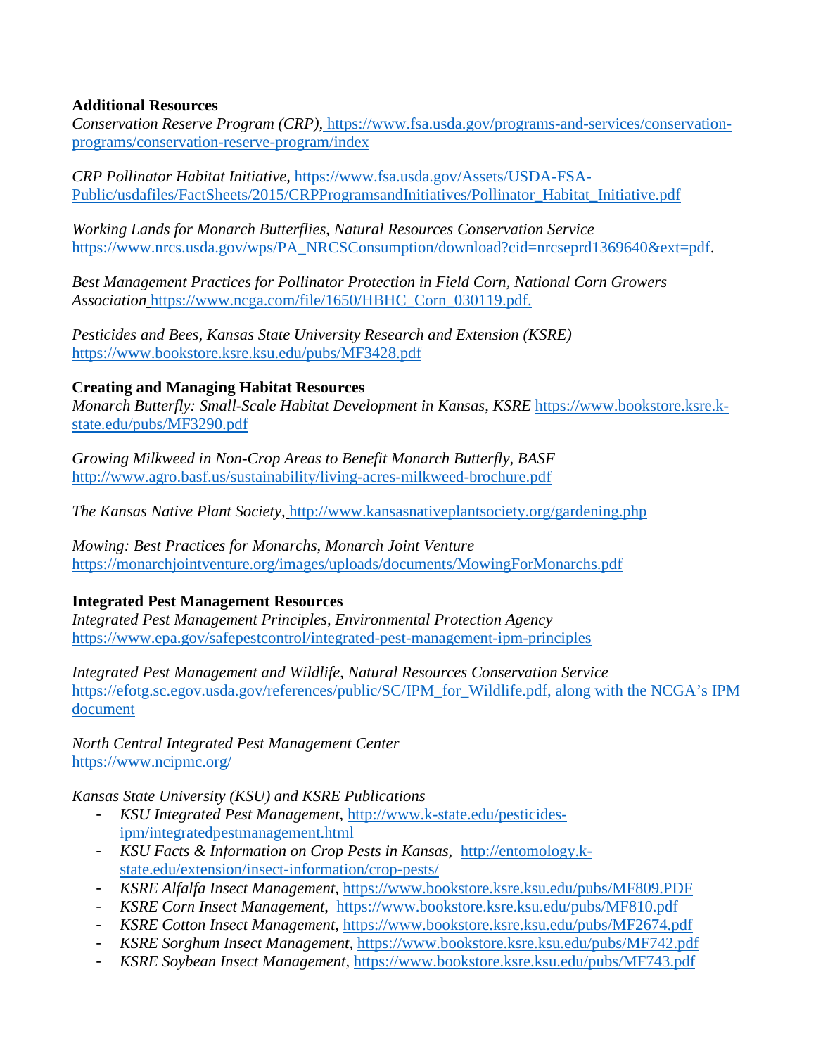**Additional Resources**

*Conservation Reserve Program (CRP),* https://www.fsa.usda.gov/programs-and-services/conservation-programs/conservation-reserve-program/index

*CRP Pollinator Habitat Initiative,* https://www.fsa.usda.gov/Assets/USDA-FSA-Public/usdafiles/FactSheets/2015/CRPProgramsandInitiatives/Pollinator_Habitat_Initiative.pdf

*Working Lands for Monarch Butterflies, Natural Resources Conservation Service* https://www.nrcs.usda.gov/wps/PA_NRCSConsumption/download?cid=nrcseprd1369640&ext=pdf.

*Best Management Practices for Pollinator Protection in Field Corn, National Corn Growers Association* https://www.ncga.com/file/1650/HBHC_Corn_030119.pdf.

*Pesticides and Bees, Kansas State University Research and Extension (KSRE)* https://www.bookstore.ksre.ksu.edu/pubs/MF3428.pdf

**Creating and Managing Habitat Resources**

*Monarch Butterfly: Small-Scale Habitat Development in Kansas, KSRE* https://www.bookstore.ksre.k-state.edu/pubs/MF3290.pdf

*Growing Milkweed in Non-Crop Areas to Benefit Monarch Butterfly, BASF* http://www.agro.basf.us/sustainability/living-acres-milkweed-brochure.pdf

*The Kansas Native Plant Society,* http://www.kansasnativeplantsociety.org/gardening.php

*Mowing: Best Practices for Monarchs, Monarch Joint Venture* https://monarchjointventure.org/images/uploads/documents/MowingForMonarchs.pdf

**Integrated Pest Management Resources**

*Integrated Pest Management Principles, Environmental Protection Agency* https://www.epa.gov/safepestcontrol/integrated-pest-management-ipm-principles

*Integrated Pest Management and Wildlife, Natural Resources Conservation Service* https://efotg.sc.egov.usda.gov/references/public/SC/IPM_for_Wildlife.pdf, along with the NCGA's IPM document

*North Central Integrated Pest Management Center* https://www.ncipmc.org/

*Kansas State University (KSU) and KSRE Publications*

- *KSU Integrated Pest Management,* http://www.k-state.edu/pesticides-ipm/integratedpestmanagement.html
- *KSU Facts & Information on Crop Pests in Kansas,* http://entomology.k-state.edu/extension/insect-information/crop-pests/
- *KSRE Alfalfa Insect Management,* https://www.bookstore.ksre.ksu.edu/pubs/MF809.PDF
- *KSRE Corn Insect Management,* https://www.bookstore.ksre.ksu.edu/pubs/MF810.pdf
- *KSRE Cotton Insect Management,* https://www.bookstore.ksre.ksu.edu/pubs/MF2674.pdf
- *KSRE Sorghum Insect Management,* https://www.bookstore.ksre.ksu.edu/pubs/MF742.pdf
- *KSRE Soybean Insect Management,* https://www.bookstore.ksre.ksu.edu/pubs/MF743.pdf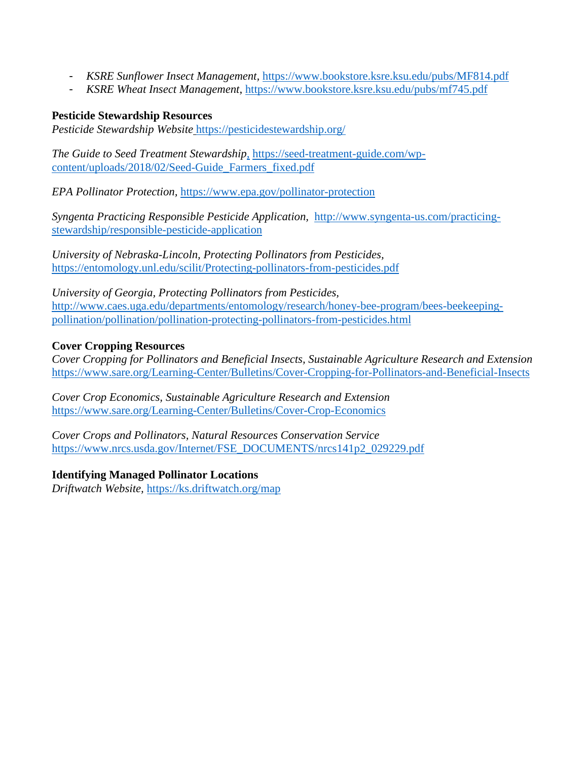- *KSRE Sunflower Insect Management*, https://www.bookstore.ksre.ksu.edu/pubs/MF814.pdf
- *KSRE Wheat Insect Management*, https://www.bookstore.ksre.ksu.edu/pubs/mf745.pdf

**Pesticide Stewardship Resources**

*Pesticide Stewardship Website* https://pesticidestewardship.org/

*The Guide to Seed Treatment Stewardship*, https://seed-treatment-guide.com/wp-content/uploads/2018/02/Seed-Guide_Farmers_fixed.pdf

*EPA Pollinator Protection*, https://www.epa.gov/pollinator-protection

*Syngenta Practicing Responsible Pesticide Application*, http://www.syngenta-us.com/practicing-stewardship/responsible-pesticide-application

*University of Nebraska-Lincoln, Protecting Pollinators from Pesticides*, https://entomology.unl.edu/scilit/Protecting-pollinators-from-pesticides.pdf

*University of Georgia, Protecting Pollinators from Pesticides*, http://www.caes.uga.edu/departments/entomology/research/honey-bee-program/bees-beekeeping-pollination/pollination/pollination-protecting-pollinators-from-pesticides.html

**Cover Cropping Resources**

*Cover Cropping for Pollinators and Beneficial Insects, Sustainable Agriculture Research and Extension* https://www.sare.org/Learning-Center/Bulletins/Cover-Cropping-for-Pollinators-and-Beneficial-Insects

*Cover Crop Economics, Sustainable Agriculture Research and Extension* https://www.sare.org/Learning-Center/Bulletins/Cover-Crop-Economics

*Cover Crops and Pollinators*, *Natural Resources Conservation Service* https://www.nrcs.usda.gov/Internet/FSE_DOCUMENTS/nrcs141p2_029229.pdf

**Identifying Managed Pollinator Locations**

*Driftwatch Website*, https://ks.driftwatch.org/map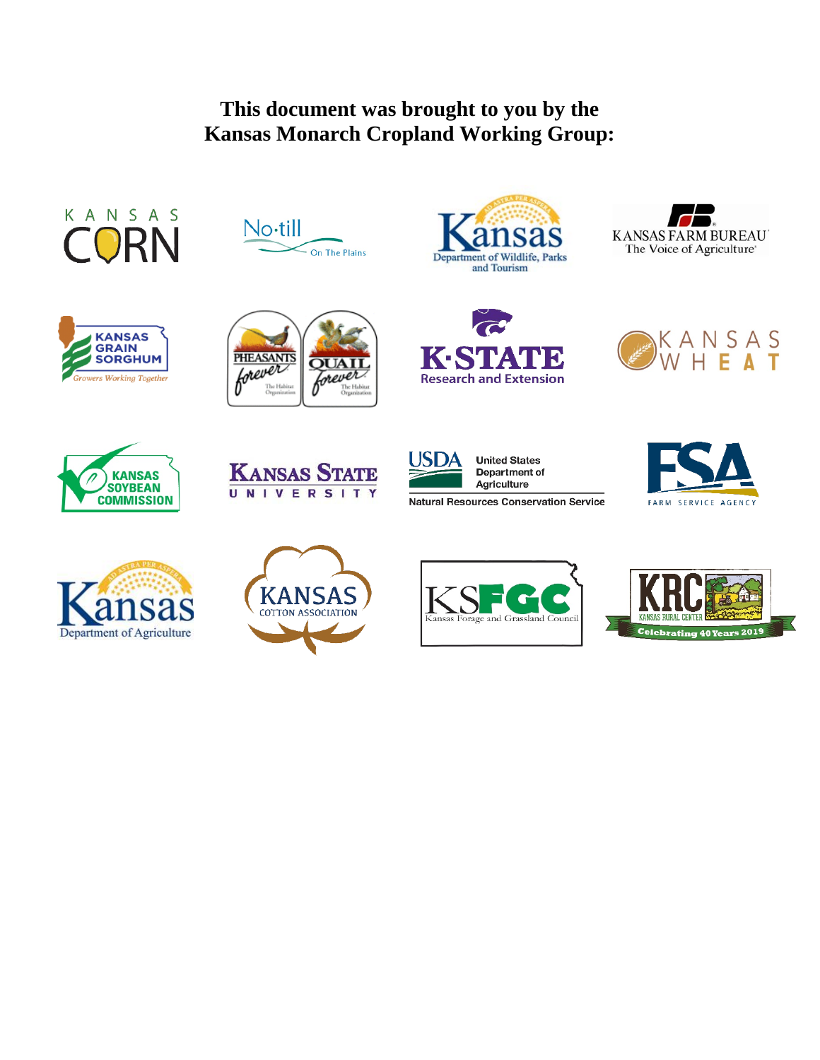**This document was brought to you by the Kansas Monarch Cropland Working Group:**

KANSAS CORN

No-till On The Plains

Kansas Department of Wildlife, Parks and Tourism

KANSAS FARM BUREAU The Voice of Agriculture

KANSAS GRAIN SORGHUM Growers Working Together

PHEASANTS forever The Habitat Organization

QUAIL forever The Habitat Organization

K-STATE Research and Extension

KANSAS WHEAT

KANSAS SOYBEAN COMMISSION

KANSAS STATE UNIVERSITY

USDA United States Department of Agriculture Natural Resources Conservation Service

FSA FARM SERVICE AGENCY

Kansas Department of Agriculture

KANSAS COTTON ASSOCIATION

KSFGC Kansas Forage and Grassland Council

KRC KANSAS RURAL CENTER Celebrating 40 Years 2019